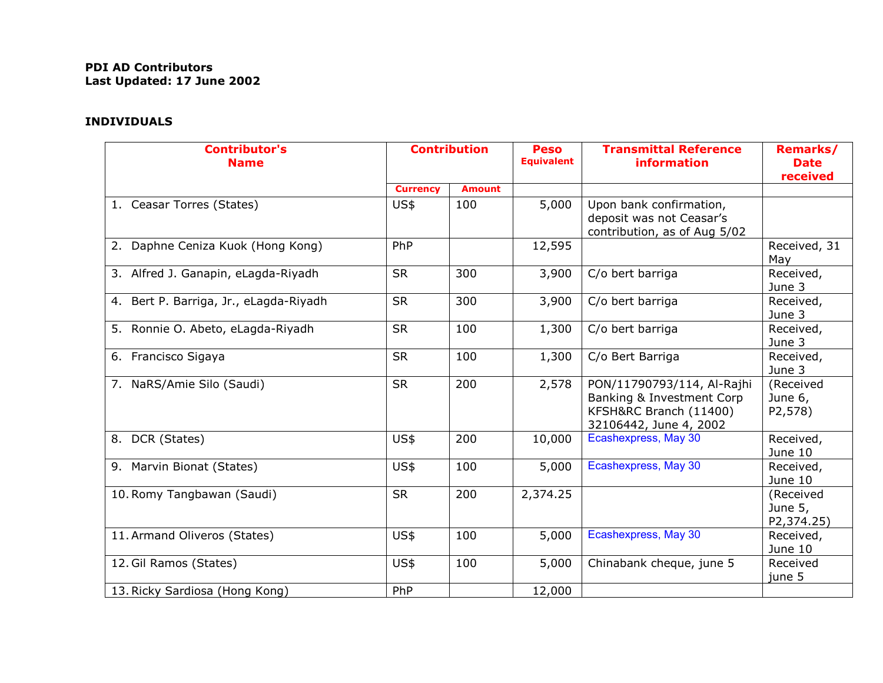**PDI AD Contributors**
**Last Updated: 17 June 2002**

**INDIVIDUALS**

| Contributor's Name | Contribution | | Peso Equivalent | Transmittal Reference information | Remarks/ Date received |
|---|---|---|---|---|---|
| | Currency | Amount | | | |
| 1. Ceasar Torres (States) | US$ | 100 | 5,000 | Upon bank confirmation, deposit was not Ceasar's contribution, as of Aug 5/02 | |
| 2. Daphne Ceniza Kuok (Hong Kong) | PhP | | 12,595 | | Received, 31 May |
| 3. Alfred J. Ganapin, eLagda-Riyadh | SR | 300 | 3,900 | C/o bert barriga | Received, June 3 |
| 4. Bert P. Barriga, Jr., eLagda-Riyadh | SR | 300 | 3,900 | C/o bert barriga | Received, June 3 |
| 5. Ronnie O. Abeto, eLagda-Riyadh | SR | 100 | 1,300 | C/o bert barriga | Received, June 3 |
| 6. Francisco Sigaya | SR | 100 | 1,300 | C/o Bert Barriga | Received, June 3 |
| 7. NaRS/Amie Silo (Saudi) | SR | 200 | 2,578 | PON/11790793/114, Al-Rajhi Banking & Investment Corp KFSH&RC Branch (11400) 32106442, June 4, 2002 | (Received June 6, P2,578) |
| 8. DCR (States) | US$ | 200 | 10,000 | Ecashexpress, May 30 | Received, June 10 |
| 9. Marvin Bionat (States) | US$ | 100 | 5,000 | Ecashexpress, May 30 | Received, June 10 |
| 10. Romy Tangbawan (Saudi) | SR | 200 | 2,374.25 | | (Received June 5, P2,374.25) |
| 11. Armand Oliveros (States) | US$ | 100 | 5,000 | Ecashexpress, May 30 | Received, June 10 |
| 12. Gil Ramos (States) | US$ | 100 | 5,000 | Chinabank cheque, june 5 | Received june 5 |
| 13. Ricky Sardiosa (Hong Kong) | PhP | | 12,000 | | |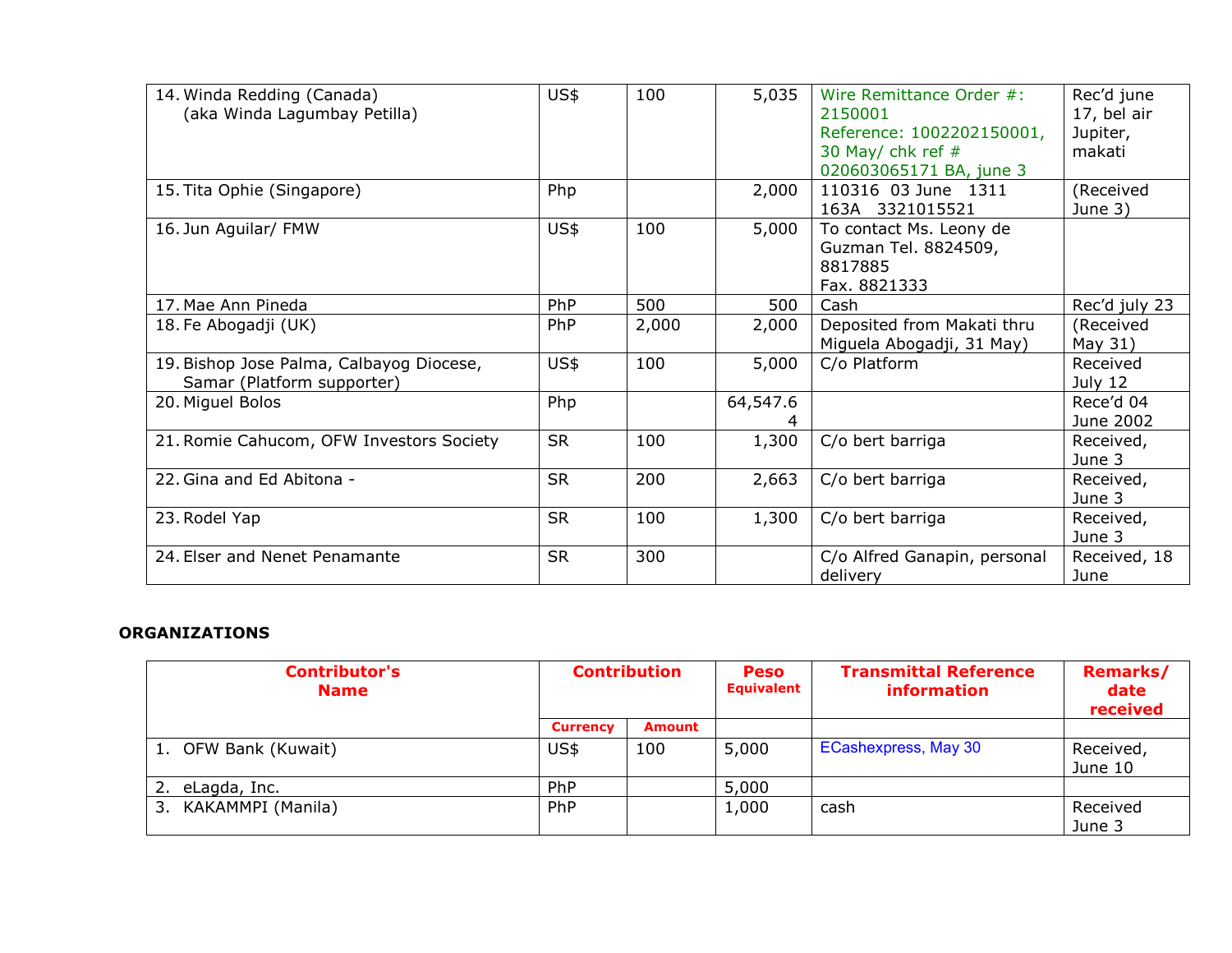| | | | | | |
|---|---|---|---|---|---|
| 14. Winda Redding (Canada) (aka Winda Lagumbay Petilla) | US$ | 100 | 5,035 | Wire Remittance Order #: 2150001 Reference: 1002202150001, 30 May/ chk ref # 020603065171 BA, june 3 | Rec'd june 17, bel air Jupiter, makati |
| 15. Tita Ophie (Singapore) | Php | | 2,000 | 110316 03 June 1311 163A 3321015521 | (Received June 3) |
| 16. Jun Aguilar/ FMW | US$ | 100 | 5,000 | To contact Ms. Leony de Guzman Tel. 8824509, 8817885 Fax. 8821333 | |
| 17. Mae Ann Pineda | PhP | 500 | 500 | Cash | Rec'd july 23 |
| 18. Fe Abogadji (UK) | PhP | 2,000 | 2,000 | Deposited from Makati thru Miguela Abogadji, 31 May) | (Received May 31) |
| 19. Bishop Jose Palma, Calbayog Diocese, Samar (Platform supporter) | US$ | 100 | 5,000 | C/o Platform | Received July 12 |
| 20. Miguel Bolos | Php | | 64,547.64 | | Rece'd 04 June 2002 |
| 21. Romie Cahucom, OFW Investors Society | SR | 100 | 1,300 | C/o bert barriga | Received, June 3 |
| 22. Gina and Ed Abitona - | SR | 200 | 2,663 | C/o bert barriga | Received, June 3 |
| 23. Rodel Yap | SR | 100 | 1,300 | C/o bert barriga | Received, June 3 |
| 24. Elser and Nenet Penamante | SR | 300 | | C/o Alfred Ganapin, personal delivery | Received, 18 June |

**ORGANIZATIONS**

| Contributor's Name | Contribution | | Peso Equivalent | Transmittal Reference information | Remarks/ date received |
|---|---|---|---|---|---|
| | Currency | Amount | | | |
| 1. OFW Bank (Kuwait) | US$ | 100 | 5,000 | ECashexpress, May 30 | Received, June 10 |
| 2. eLagda, Inc. | PhP | | 5,000 | | |
| 3. KAKAMMPI (Manila) | PhP | | 1,000 | cash | Received June 3 |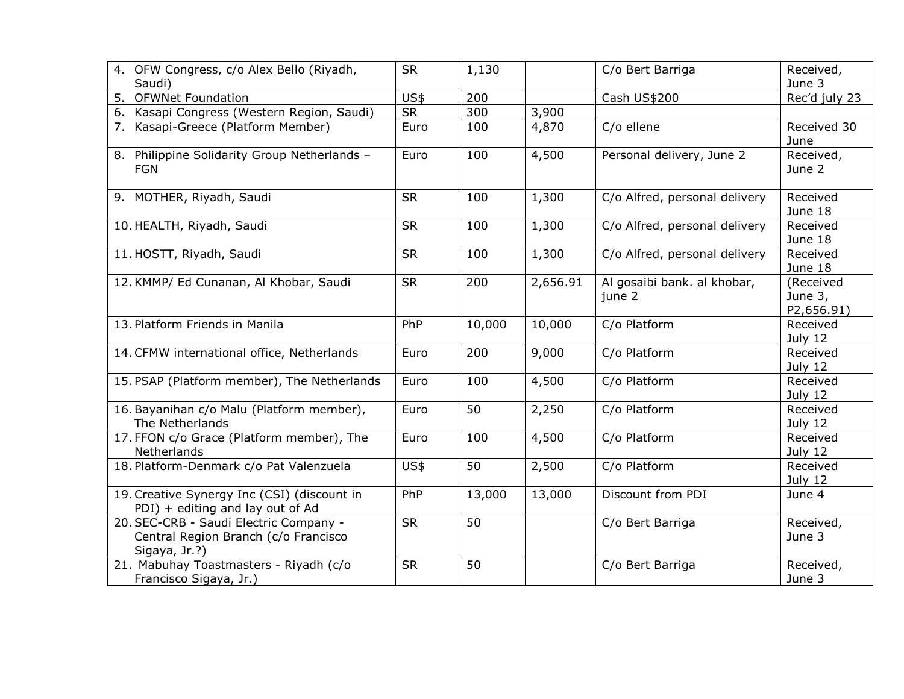| | | | | | |
|---|---|---|---|---|---|
| 4. OFW Congress, c/o Alex Bello (Riyadh, Saudi) | SR | 1,130 | | C/o Bert Barriga | Received, June 3 |
| 5. OFWNet Foundation | US$ | 200 | | Cash US$200 | Rec'd july 23 |
| 6. Kasapi Congress (Western Region, Saudi) | SR | 300 | 3,900 | | |
| 7. Kasapi-Greece (Platform Member) | Euro | 100 | 4,870 | C/o ellene | Received 30 June |
| 8. Philippine Solidarity Group Netherlands – FGN | Euro | 100 | 4,500 | Personal delivery, June 2 | Received, June 2 |
| 9. MOTHER, Riyadh, Saudi | SR | 100 | 1,300 | C/o Alfred, personal delivery | Received June 18 |
| 10. HEALTH, Riyadh, Saudi | SR | 100 | 1,300 | C/o Alfred, personal delivery | Received June 18 |
| 11. HOSTT, Riyadh, Saudi | SR | 100 | 1,300 | C/o Alfred, personal delivery | Received June 18 |
| 12. KMMP/ Ed Cunanan, Al Khobar, Saudi | SR | 200 | 2,656.91 | Al gosaibi bank. al khobar, june 2 | (Received June 3, P2,656.91) |
| 13. Platform Friends in Manila | PhP | 10,000 | 10,000 | C/o Platform | Received July 12 |
| 14. CFMW international office, Netherlands | Euro | 200 | 9,000 | C/o Platform | Received July 12 |
| 15. PSAP (Platform member), The Netherlands | Euro | 100 | 4,500 | C/o Platform | Received July 12 |
| 16. Bayanihan c/o Malu (Platform member), The Netherlands | Euro | 50 | 2,250 | C/o Platform | Received July 12 |
| 17. FFON c/o Grace (Platform member), The Netherlands | Euro | 100 | 4,500 | C/o Platform | Received July 12 |
| 18. Platform-Denmark c/o Pat Valenzuela | US$ | 50 | 2,500 | C/o Platform | Received July 12 |
| 19. Creative Synergy Inc (CSI) (discount in PDI) + editing and lay out of Ad | PhP | 13,000 | 13,000 | Discount from PDI | June 4 |
| 20. SEC-CRB - Saudi Electric Company - Central Region Branch (c/o Francisco Sigaya, Jr.?) | SR | 50 | | C/o Bert Barriga | Received, June 3 |
| 21. Mabuhay Toastmasters - Riyadh (c/o Francisco Sigaya, Jr.) | SR | 50 | | C/o Bert Barriga | Received, June 3 |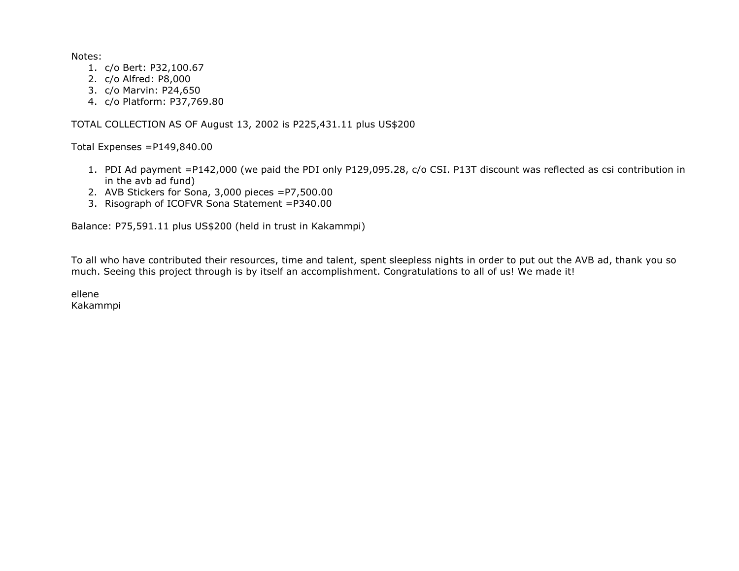Notes:

1. c/o Bert: P32,100.67
2. c/o Alfred: P8,000
3. c/o Marvin: P24,650
4. c/o Platform: P37,769.80

TOTAL COLLECTION AS OF August 13, 2002 is P225,431.11 plus US$200

Total Expenses =P149,840.00

1. PDI Ad payment =P142,000 (we paid the PDI only P129,095.28, c/o CSI. P13T discount was reflected as csi contribution in in the avb ad fund)
2. AVB Stickers for Sona, 3,000 pieces =P7,500.00
3. Risograph of ICOFVR Sona Statement =P340.00

Balance: P75,591.11 plus US$200 (held in trust in Kakammpi)

To all who have contributed their resources, time and talent, spent sleepless nights in order to put out the AVB ad, thank you so much. Seeing this project through is by itself an accomplishment. Congratulations to all of us! We made it!

ellene
Kakammpi